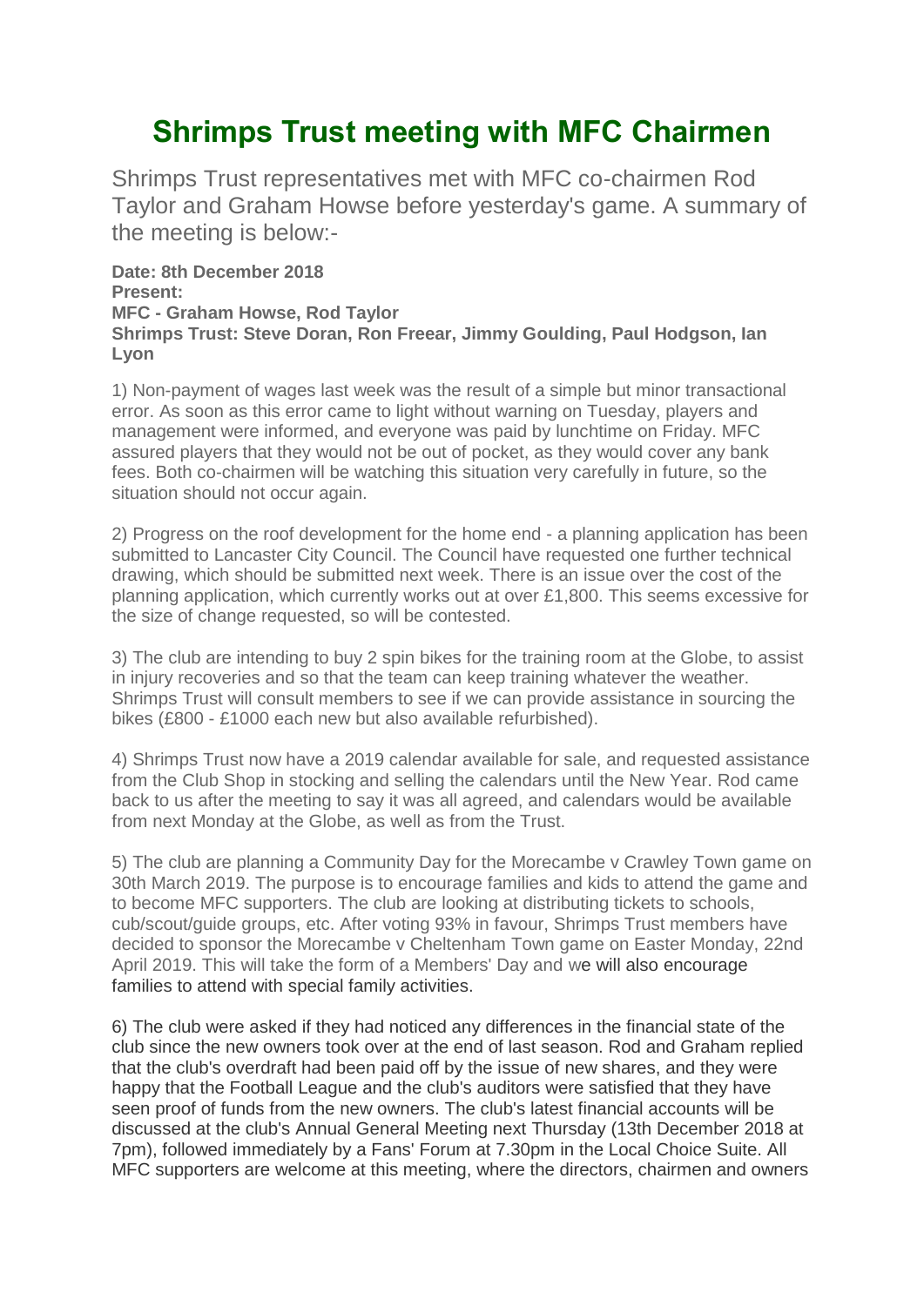# Shrimps Trust meeting with MFC Chairmen

Shrimps Trust representatives met with MFC co-chairmen Rod Taylor and Graham Howse before yesterday's game. A summary of the meeting is below:-

**Date: 8th December 2018**
**Present:**
**MFC - Graham Howse, Rod Taylor**
**Shrimps Trust: Steve Doran, Ron Freear, Jimmy Goulding, Paul Hodgson, Ian Lyon**

1) Non-payment of wages last week was the result of a simple but minor transactional error. As soon as this error came to light without warning on Tuesday, players and management were informed, and everyone was paid by lunchtime on Friday. MFC assured players that they would not be out of pocket, as they would cover any bank fees. Both co-chairmen will be watching this situation very carefully in future, so the situation should not occur again.

2) Progress on the roof development for the home end - a planning application has been submitted to Lancaster City Council. The Council have requested one further technical drawing, which should be submitted next week. There is an issue over the cost of the planning application, which currently works out at over £1,800. This seems excessive for the size of change requested, so will be contested.

3) The club are intending to buy 2 spin bikes for the training room at the Globe, to assist in injury recoveries and so that the team can keep training whatever the weather. Shrimps Trust will consult members to see if we can provide assistance in sourcing the bikes (£800 - £1000 each new but also available refurbished).

4) Shrimps Trust now have a 2019 calendar available for sale, and requested assistance from the Club Shop in stocking and selling the calendars until the New Year. Rod came back to us after the meeting to say it was all agreed, and calendars would be available from next Monday at the Globe, as well as from the Trust.

5) The club are planning a Community Day for the Morecambe v Crawley Town game on 30th March 2019. The purpose is to encourage families and kids to attend the game and to become MFC supporters. The club are looking at distributing tickets to schools, cub/scout/guide groups, etc. After voting 93% in favour, Shrimps Trust members have decided to sponsor the Morecambe v Cheltenham Town game on Easter Monday, 22nd April 2019. This will take the form of a Members' Day and we will also encourage families to attend with special family activities.

6) The club were asked if they had noticed any differences in the financial state of the club since the new owners took over at the end of last season. Rod and Graham replied that the club's overdraft had been paid off by the issue of new shares, and they were happy that the Football League and the club's auditors were satisfied that they have seen proof of funds from the new owners. The club's latest financial accounts will be discussed at the club's Annual General Meeting next Thursday (13th December 2018 at 7pm), followed immediately by a Fans' Forum at 7.30pm in the Local Choice Suite. All MFC supporters are welcome at this meeting, where the directors, chairmen and owners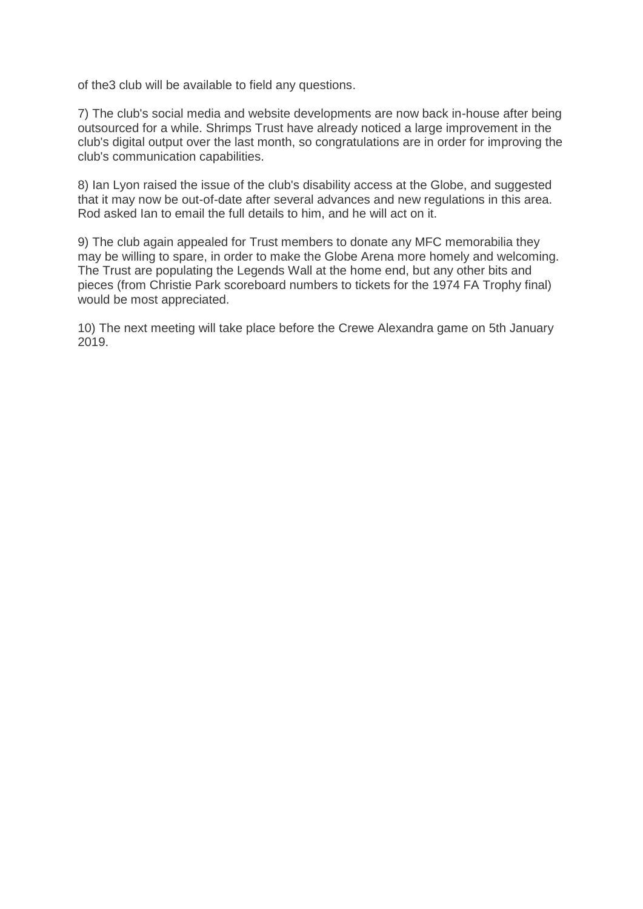of the3 club will be available to field any questions.

7) The club's social media and website developments are now back in-house after being outsourced for a while. Shrimps Trust have already noticed a large improvement in the club's digital output over the last month, so congratulations are in order for improving the club's communication capabilities.

8) Ian Lyon raised the issue of the club's disability access at the Globe, and suggested that it may now be out-of-date after several advances and new regulations in this area. Rod asked Ian to email the full details to him, and he will act on it.

9) The club again appealed for Trust members to donate any MFC memorabilia they may be willing to spare, in order to make the Globe Arena more homely and welcoming. The Trust are populating the Legends Wall at the home end, but any other bits and pieces (from Christie Park scoreboard numbers to tickets for the 1974 FA Trophy final) would be most appreciated.

10) The next meeting will take place before the Crewe Alexandra game on 5th January 2019.